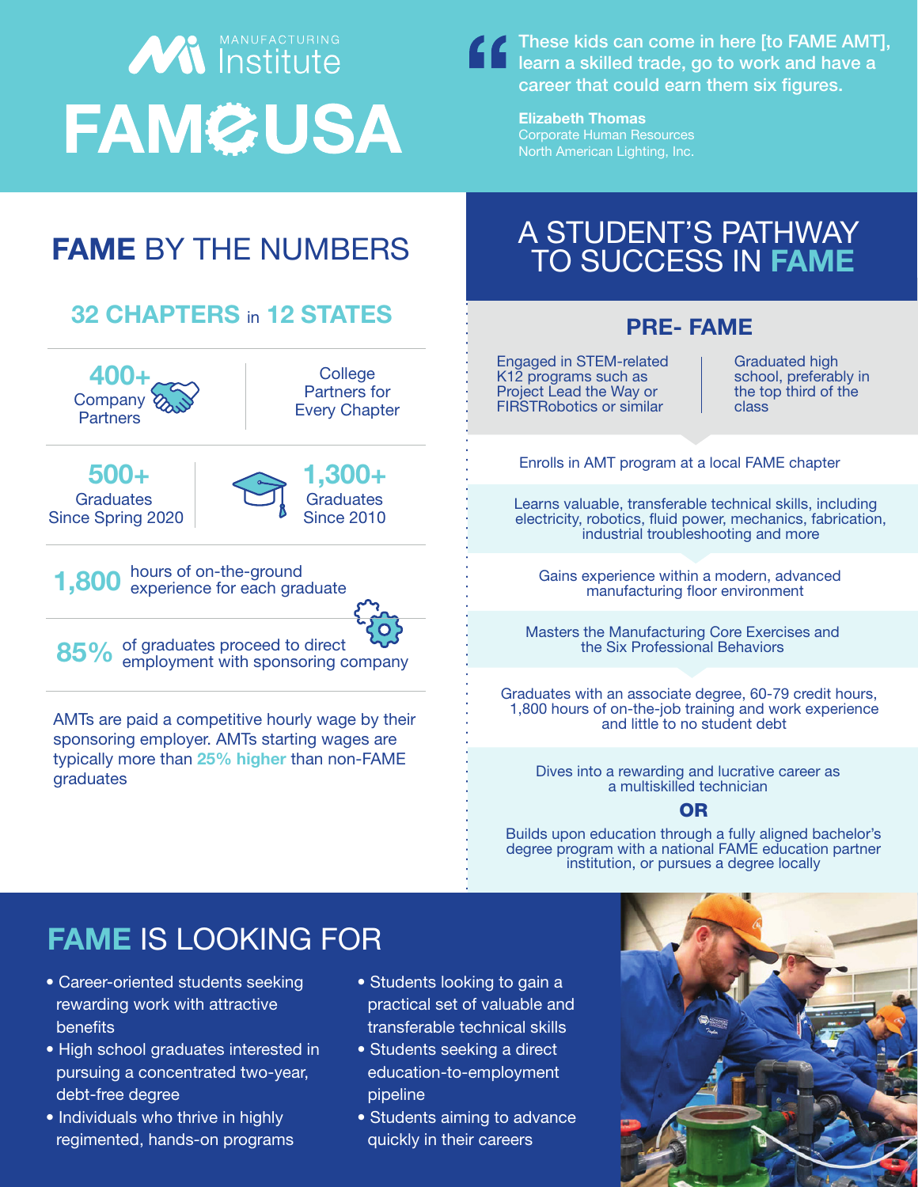MANUFACTURING Institute

# FAME USA

> These kids can come in here [to FAME AMT], learn a skilled trade, go to work and have a career that could earn them six figures.
>
> **Elizabeth Thomas**
> Corporate Human Resources
> North American Lighting, Inc.

## FAME BY THE NUMBERS

### 32 CHAPTERS in 12 STATES

**400+** Company Partners

College Partners for Every Chapter

**500+** Graduates Since Spring 2020

**1,300+** Graduates Since 2010

**1,800** hours of on-the-ground experience for each graduate

**85%** of graduates proceed to direct employment with sponsoring company

AMTs are paid a competitive hourly wage by their sponsoring employer. AMTs starting wages are typically more than **25% higher** than non-FAME graduates

## A STUDENT'S PATHWAY TO SUCCESS IN FAME

### PRE- FAME

Engaged in STEM-related K12 programs such as Project Lead the Way or FIRSTRobotics or similar

Graduated high school, preferably in the top third of the class

Enrolls in AMT program at a local FAME chapter

Learns valuable, transferable technical skills, including electricity, robotics, fluid power, mechanics, fabrication, industrial troubleshooting and more

Gains experience within a modern, advanced manufacturing floor environment

Masters the Manufacturing Core Exercises and the Six Professional Behaviors

Graduates with an associate degree, 60-79 credit hours, 1,800 hours of on-the-job training and work experience and little to no student debt

Dives into a rewarding and lucrative career as a multiskilled technician

**OR**

Builds upon education through a fully aligned bachelor's degree program with a national FAME education partner institution, or pursues a degree locally

## FAME IS LOOKING FOR

- Career-oriented students seeking rewarding work with attractive benefits
- High school graduates interested in pursuing a concentrated two-year, debt-free degree
- Individuals who thrive in highly regimented, hands-on programs
- Students looking to gain a practical set of valuable and transferable technical skills
- Students seeking a direct education-to-employment pipeline
- Students aiming to advance quickly in their careers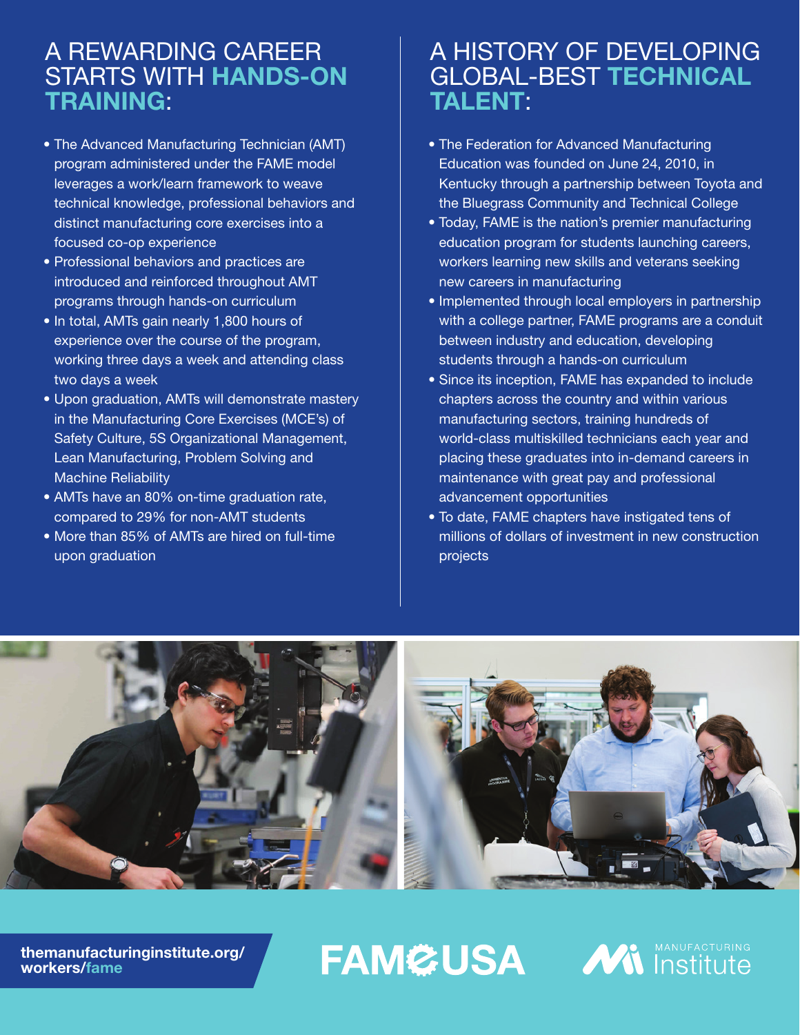## A REWARDING CAREER STARTS WITH **HANDS-ON TRAINING**:

- The Advanced Manufacturing Technician (AMT) program administered under the FAME model leverages a work/learn framework to weave technical knowledge, professional behaviors and distinct manufacturing core exercises into a focused co-op experience
- Professional behaviors and practices are introduced and reinforced throughout AMT programs through hands-on curriculum
- In total, AMTs gain nearly 1,800 hours of experience over the course of the program, working three days a week and attending class two days a week
- Upon graduation, AMTs will demonstrate mastery in the Manufacturing Core Exercises (MCE's) of Safety Culture, 5S Organizational Management, Lean Manufacturing, Problem Solving and Machine Reliability
- AMTs have an 80% on-time graduation rate, compared to 29% for non-AMT students
- More than 85% of AMTs are hired on full-time upon graduation

## A HISTORY OF DEVELOPING GLOBAL-BEST **TECHNICAL TALENT**:

- The Federation for Advanced Manufacturing Education was founded on June 24, 2010, in Kentucky through a partnership between Toyota and the Bluegrass Community and Technical College
- Today, FAME is the nation's premier manufacturing education program for students launching careers, workers learning new skills and veterans seeking new careers in manufacturing
- Implemented through local employers in partnership with a college partner, FAME programs are a conduit between industry and education, developing students through a hands-on curriculum
- Since its inception, FAME has expanded to include chapters across the country and within various manufacturing sectors, training hundreds of world-class multiskilled technicians each year and placing these graduates into in-demand careers in maintenance with great pay and professional advancement opportunities
- To date, FAME chapters have instigated tens of millions of dollars of investment in new construction projects

**themanufacturinginstitute.org/workers/fame**

FAME USA

Manufacturing Institute